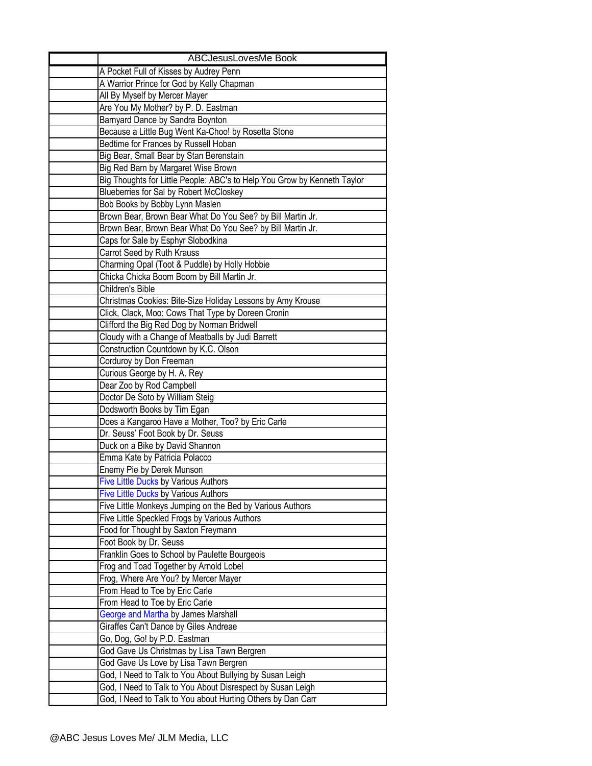|  | ABCJesusLovesMe Book |
| --- | --- |
|  | A Pocket Full of Kisses by Audrey Penn |
|  | A Warrior Prince for God by Kelly Chapman |
|  | All By Myself by Mercer Mayer |
|  | Are You My Mother? by P. D. Eastman |
|  | Barnyard Dance by Sandra Boynton |
|  | Because a Little Bug Went Ka-Choo! by Rosetta Stone |
|  | Bedtime for Frances by Russell Hoban |
|  | Big Bear, Small Bear by Stan Berenstain |
|  | Big Red Barn by Margaret Wise Brown |
|  | Big Thoughts for Little People: ABC's to Help You Grow by Kenneth Taylor |
|  | Blueberries for Sal by Robert McCloskey |
|  | Bob Books by Bobby Lynn Maslen |
|  | Brown Bear, Brown Bear What Do You See? by Bill Martin Jr. |
|  | Brown Bear, Brown Bear What Do You See? by Bill Martin Jr. |
|  | Caps for Sale by Esphyr Slobodkina |
|  | Carrot Seed by Ruth Krauss |
|  | Charming Opal (Toot & Puddle) by Holly Hobbie |
|  | Chicka Chicka Boom Boom by Bill Martin Jr. |
|  | Children's Bible |
|  | Christmas Cookies: Bite-Size Holiday Lessons by Amy Krouse |
|  | Click, Clack, Moo: Cows That Type by Doreen Cronin |
|  | Clifford the Big Red Dog by Norman Bridwell |
|  | Cloudy with a Change of Meatballs by Judi Barrett |
|  | Construction Countdown by K.C. Olson |
|  | Corduroy by Don Freeman |
|  | Curious George by H. A. Rey |
|  | Dear Zoo by Rod Campbell |
|  | Doctor De Soto by William Steig |
|  | Dodsworth Books by Tim Egan |
|  | Does a Kangaroo Have a Mother, Too? by Eric Carle |
|  | Dr. Seuss' Foot Book by Dr. Seuss |
|  | Duck on a Bike by David Shannon |
|  | Emma Kate by Patricia Polacco |
|  | Enemy Pie by Derek Munson |
|  | Five Little Ducks by Various Authors |
|  | Five Little Ducks by Various Authors |
|  | Five Little Monkeys Jumping on the Bed by Various Authors |
|  | Five Little Speckled Frogs by Various Authors |
|  | Food for Thought by Saxton Freymann |
|  | Foot Book by Dr. Seuss |
|  | Franklin Goes to School by Paulette Bourgeois |
|  | Frog and Toad Together by Arnold Lobel |
|  | Frog, Where Are You? by Mercer Mayer |
|  | From Head to Toe by Eric Carle |
|  | From Head to Toe by Eric Carle |
|  | George and Martha by James Marshall |
|  | Giraffes Can't Dance by Giles Andreae |
|  | Go, Dog, Go! by P.D. Eastman |
|  | God Gave Us Christmas by Lisa Tawn Bergren |
|  | God Gave Us Love by Lisa Tawn Bergren |
|  | God, I Need to Talk to You About Bullying by Susan Leigh |
|  | God, I Need to Talk to You About Disrespect by Susan Leigh |
|  | God, I Need to Talk to You about Hurting Others by Dan Carr |

@ABC Jesus Loves Me/ JLM Media, LLC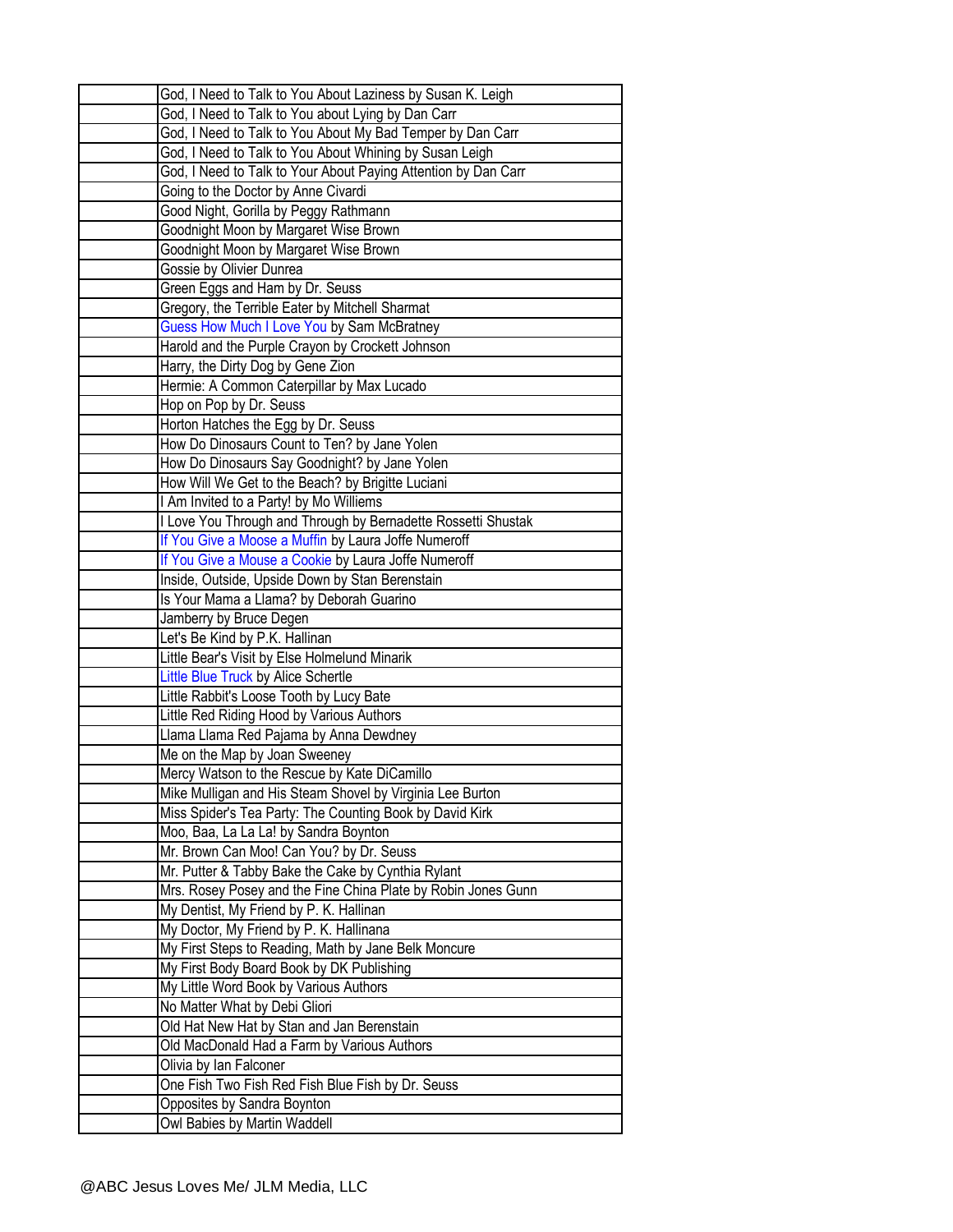| | |
|---|---|
| | God, I Need to Talk to You About Laziness by Susan K. Leigh |
| | God, I Need to Talk to You about Lying by Dan Carr |
| | God, I Need to Talk to You About My Bad Temper by Dan Carr |
| | God, I Need to Talk to You About Whining by Susan Leigh |
| | God, I Need to Talk to Your About Paying Attention by Dan Carr |
| | Going to the Doctor by Anne Civardi |
| | Good Night, Gorilla by Peggy Rathmann |
| | Goodnight Moon by Margaret Wise Brown |
| | Goodnight Moon by Margaret Wise Brown |
| | Gossie by Olivier Dunrea |
| | Green Eggs and Ham by Dr. Seuss |
| | Gregory, the Terrible Eater by Mitchell Sharmat |
| | Guess How Much I Love You by Sam McBratney |
| | Harold and the Purple Crayon by Crockett Johnson |
| | Harry, the Dirty Dog by Gene Zion |
| | Hermie: A Common Caterpillar by Max Lucado |
| | Hop on Pop by Dr. Seuss |
| | Horton Hatches the Egg by Dr. Seuss |
| | How Do Dinosaurs Count to Ten? by Jane Yolen |
| | How Do Dinosaurs Say Goodnight? by Jane Yolen |
| | How Will We Get to the Beach? by Brigitte Luciani |
| | I Am Invited to a Party! by Mo Williems |
| | I Love You Through and Through by Bernadette Rossetti Shustak |
| | If You Give a Moose a Muffin by Laura Joffe Numeroff |
| | If You Give a Mouse a Cookie by Laura Joffe Numeroff |
| | Inside, Outside, Upside Down by Stan Berenstain |
| | Is Your Mama a Llama? by Deborah Guarino |
| | Jamberry by Bruce Degen |
| | Let's Be Kind by P.K. Hallinan |
| | Little Bear's Visit by Else Holmelund Minarik |
| | Little Blue Truck by Alice Schertle |
| | Little Rabbit's Loose Tooth by Lucy Bate |
| | Little Red Riding Hood by Various Authors |
| | Llama Llama Red Pajama by Anna Dewdney |
| | Me on the Map by Joan Sweeney |
| | Mercy Watson to the Rescue by Kate DiCamillo |
| | Mike Mulligan and His Steam Shovel by Virginia Lee Burton |
| | Miss Spider's Tea Party: The Counting Book by David Kirk |
| | Moo, Baa, La La La! by Sandra Boynton |
| | Mr. Brown Can Moo! Can You? by Dr. Seuss |
| | Mr. Putter & Tabby Bake the Cake by Cynthia Rylant |
| | Mrs. Rosey Posey and the Fine China Plate by Robin Jones Gunn |
| | My Dentist, My Friend by P. K. Hallinan |
| | My Doctor, My Friend by P. K. Hallinana |
| | My First Steps to Reading, Math by Jane Belk Moncure |
| | My First Body Board Book by DK Publishing |
| | My Little Word Book by Various Authors |
| | No Matter What by Debi Gliori |
| | Old Hat New Hat by Stan and Jan Berenstain |
| | Old MacDonald Had a Farm by Various Authors |
| | Olivia by Ian Falconer |
| | One Fish Two Fish Red Fish Blue Fish by Dr. Seuss |
| | Opposites by Sandra Boynton |
| | Owl Babies by Martin Waddell |

@ABC Jesus Loves Me/ JLM Media, LLC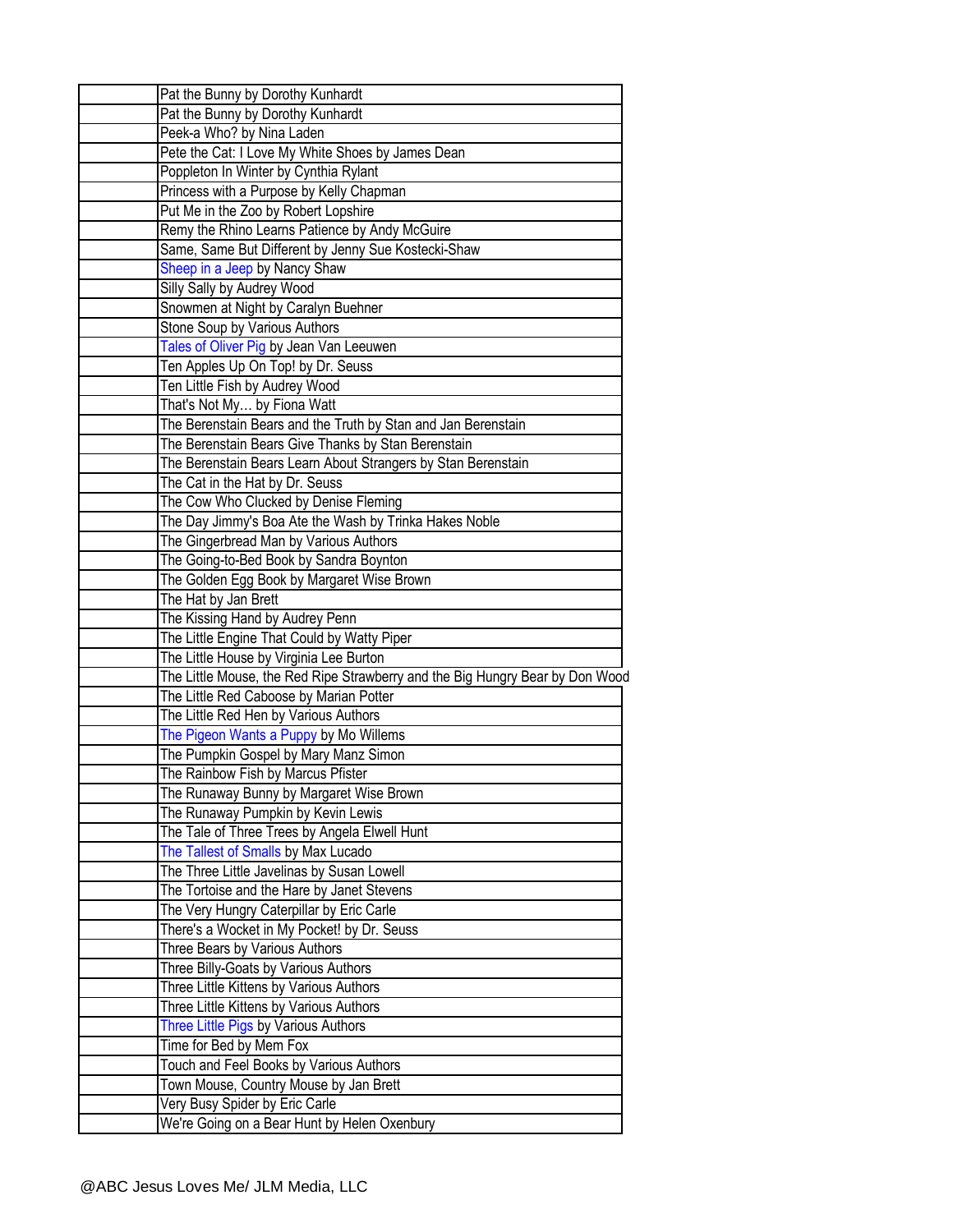| | |
|---|---|
| | Pat the Bunny by Dorothy Kunhardt |
| | Pat the Bunny by Dorothy Kunhardt |
| | Peek-a Who? by Nina Laden |
| | Pete the Cat: I Love My White Shoes by James Dean |
| | Poppleton In Winter by Cynthia Rylant |
| | Princess with a Purpose by Kelly Chapman |
| | Put Me in the Zoo by Robert Lopshire |
| | Remy the Rhino Learns Patience by Andy McGuire |
| | Same, Same But Different by Jenny Sue Kostecki-Shaw |
| | Sheep in a Jeep by Nancy Shaw |
| | Silly Sally by Audrey Wood |
| | Snowmen at Night by Caralyn Buehner |
| | Stone Soup by Various Authors |
| | Tales of Oliver Pig by Jean Van Leeuwen |
| | Ten Apples Up On Top! by Dr. Seuss |
| | Ten Little Fish by Audrey Wood |
| | That's Not My… by Fiona Watt |
| | The Berenstain Bears and the Truth by Stan and Jan Berenstain |
| | The Berenstain Bears Give Thanks by Stan Berenstain |
| | The Berenstain Bears Learn About Strangers by Stan Berenstain |
| | The Cat in the Hat by Dr. Seuss |
| | The Cow Who Clucked by Denise Fleming |
| | The Day Jimmy's Boa Ate the Wash by Trinka Hakes Noble |
| | The Gingerbread Man by Various Authors |
| | The Going-to-Bed Book by Sandra Boynton |
| | The Golden Egg Book by Margaret Wise Brown |
| | The Hat by Jan Brett |
| | The Kissing Hand by Audrey Penn |
| | The Little Engine That Could by Watty Piper |
| | The Little House by Virginia Lee Burton |
| | The Little Mouse, the Red Ripe Strawberry and the Big Hungry Bear by Don Wood |
| | The Little Red Caboose by Marian Potter |
| | The Little Red Hen by Various Authors |
| | The Pigeon Wants a Puppy by Mo Willems |
| | The Pumpkin Gospel by Mary Manz Simon |
| | The Rainbow Fish by Marcus Pfister |
| | The Runaway Bunny by Margaret Wise Brown |
| | The Runaway Pumpkin by Kevin Lewis |
| | The Tale of Three Trees by Angela Elwell Hunt |
| | The Tallest of Smalls by Max Lucado |
| | The Three Little Javelinas by Susan Lowell |
| | The Tortoise and the Hare by Janet Stevens |
| | The Very Hungry Caterpillar by Eric Carle |
| | There's a Wocket in My Pocket! by Dr. Seuss |
| | Three Bears by Various Authors |
| | Three Billy-Goats by Various Authors |
| | Three Little Kittens by Various Authors |
| | Three Little Kittens by Various Authors |
| | Three Little Pigs by Various Authors |
| | Time for Bed by Mem Fox |
| | Touch and Feel Books by Various Authors |
| | Town Mouse, Country Mouse by Jan Brett |
| | Very Busy Spider by Eric Carle |
| | We're Going on a Bear Hunt by Helen Oxenbury |

@ABC Jesus Loves Me/ JLM Media, LLC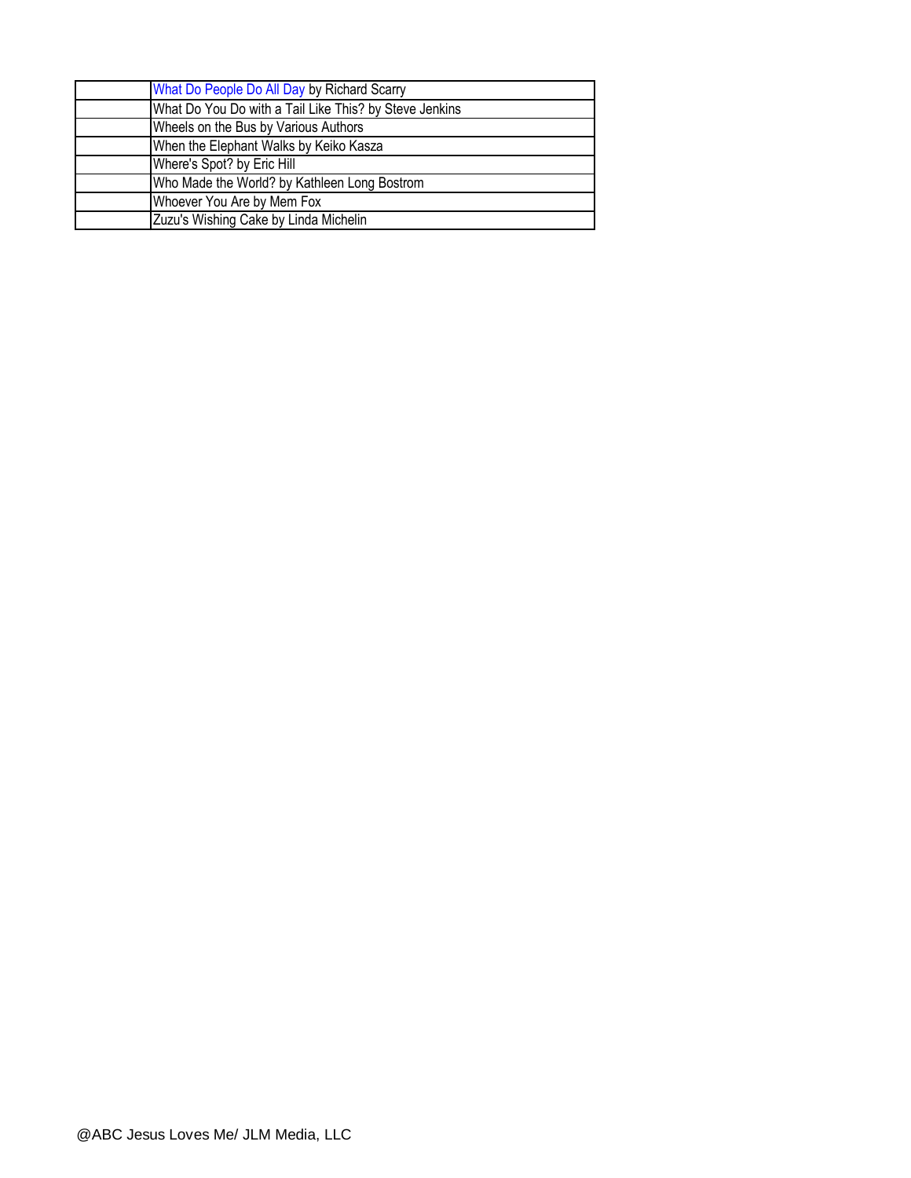| | |
|---|---|
| | What Do People Do All Day by Richard Scarry |
| | What Do You Do with a Tail Like This? by Steve Jenkins |
| | Wheels on the Bus by Various Authors |
| | When the Elephant Walks by Keiko Kasza |
| | Where's Spot? by Eric Hill |
| | Who Made the World? by Kathleen Long Bostrom |
| | Whoever You Are by Mem Fox |
| | Zuzu's Wishing Cake by Linda Michelin |

@ABC Jesus Loves Me/ JLM Media, LLC